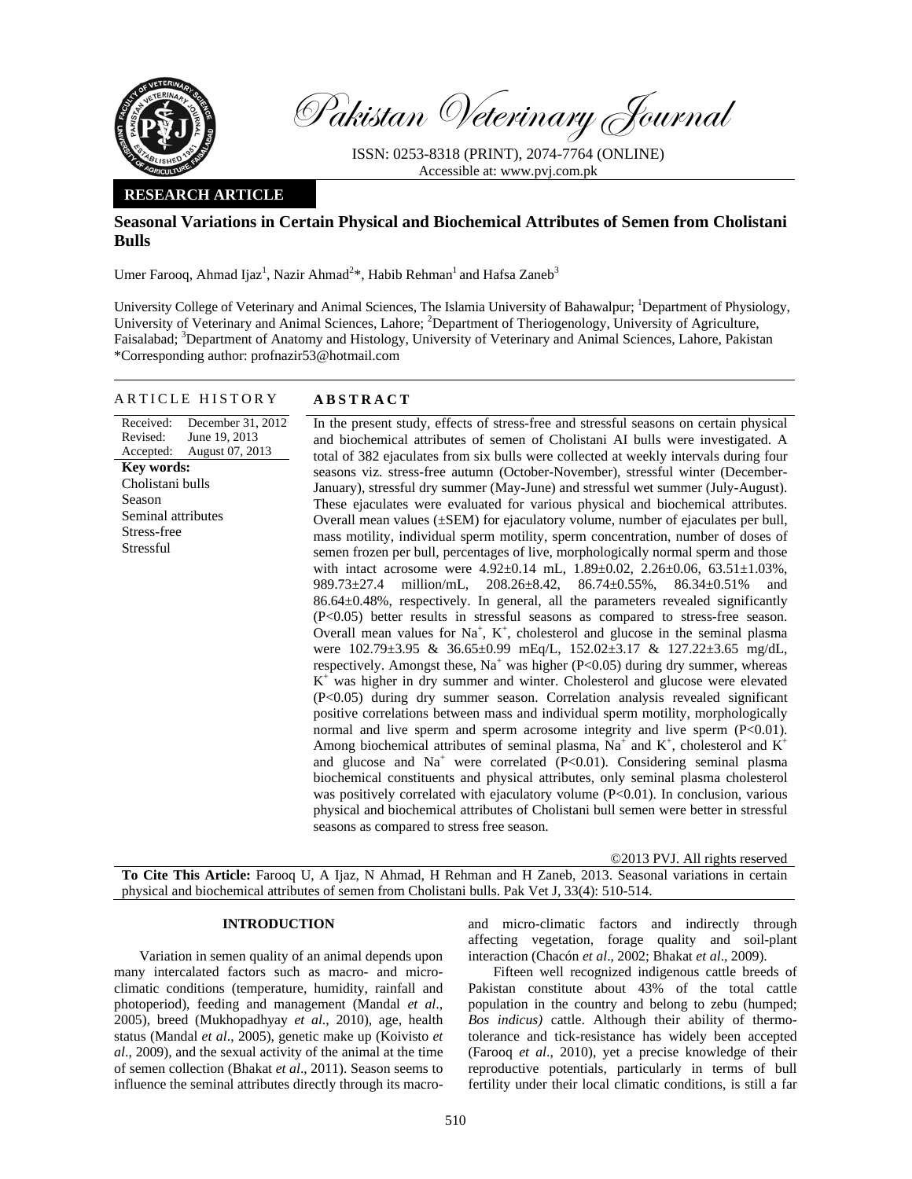Pakistan Veterinary Journal

ISSN: 0253-8318 (PRINT), 2074-7764 (ONLINE)
Accessible at: www.pvj.com.pk

**RESEARCH ARTICLE**

# Seasonal Variations in Certain Physical and Biochemical Attributes of Semen from Cholistani Bulls

Umer Farooq, Ahmad Ijaz[1], Nazir Ahmad[2]*, Habib Rehman[1] and Hafsa Zaneb[3]

University College of Veterinary and Animal Sciences, The Islamia University of Bahawalpur; [1]Department of Physiology, University of Veterinary and Animal Sciences, Lahore; [2]Department of Theriogenology, University of Agriculture, Faisalabad; [3]Department of Anatomy and Histology, University of Veterinary and Animal Sciences, Lahore, Pakistan
*Corresponding author: profnazir53@hotmail.com

## ARTICLE HISTORY

Received: December 31, 2012
Revised: June 19, 2013
Accepted: August 07, 2013

**Key words:**
Cholistani bulls
Season
Seminal attributes
Stress-free
Stressful

## ABSTRACT

In the present study, effects of stress-free and stressful seasons on certain physical and biochemical attributes of semen of Cholistani AI bulls were investigated. A total of 382 ejaculates from six bulls were collected at weekly intervals during four seasons viz. stress-free autumn (October-November), stressful winter (December-January), stressful dry summer (May-June) and stressful wet summer (July-August). These ejaculates were evaluated for various physical and biochemical attributes. Overall mean values (±SEM) for ejaculatory volume, number of ejaculates per bull, mass motility, individual sperm motility, sperm concentration, number of doses of semen frozen per bull, percentages of live, morphologically normal sperm and those with intact acrosome were 4.92±0.14 mL, 1.89±0.02, 2.26±0.06, 63.51±1.03%, 989.73±27.4 million/mL, 208.26±8.42, 86.74±0.55%, 86.34±0.51% and 86.64±0.48%, respectively. In general, all the parameters revealed significantly ($P<0.05$) better results in stressful seasons as compared to stress-free season. Overall mean values for $Na^+$, $K^+$, cholesterol and glucose in the seminal plasma were 102.79±3.95 & 36.65±0.99 mEq/L, 152.02±3.17 & 127.22±3.65 mg/dL, respectively. Amongst these, $Na^+$ was higher ($P<0.05$) during dry summer, whereas $K^+$ was higher in dry summer and winter. Cholesterol and glucose were elevated ($P<0.05$) during dry summer season. Correlation analysis revealed significant positive correlations between mass and individual sperm motility, morphologically normal and live sperm and sperm acrosome integrity and live sperm ($P<0.01$). Among biochemical attributes of seminal plasma, $Na^+$ and $K^+$, cholesterol and $K^+$ and glucose and $Na^+$ were correlated ($P<0.01$). Considering seminal plasma biochemical constituents and physical attributes, only seminal plasma cholesterol was positively correlated with ejaculatory volume ($P<0.01$). In conclusion, various physical and biochemical attributes of Cholistani bull semen were better in stressful seasons as compared to stress free season.

©2013 PVJ. All rights reserved

**To Cite This Article:** Farooq U, A Ijaz, N Ahmad, H Rehman and H Zaneb, 2013. Seasonal variations in certain physical and biochemical attributes of semen from Cholistani bulls. Pak Vet J, 33(4): 510-514.

## INTRODUCTION

Variation in semen quality of an animal depends upon many intercalated factors such as macro- and micro-climatic conditions (temperature, humidity, rainfall and photoperiod), feeding and management (Mandal *et al*., 2005), breed (Mukhopadhyay *et al*., 2010), age, health status (Mandal *et al*., 2005), genetic make up (Koivisto *et al*., 2009), and the sexual activity of the animal at the time of semen collection (Bhakat *et al*., 2011). Season seems to influence the seminal attributes directly through its macro- and micro-climatic factors and indirectly through affecting vegetation, forage quality and soil-plant interaction (Chacón *et al*., 2002; Bhakat *et al*., 2009).

Fifteen well recognized indigenous cattle breeds of Pakistan constitute about 43% of the total cattle population in the country and belong to zebu (humped; *Bos indicus)* cattle. Although their ability of thermo-tolerance and tick-resistance has widely been accepted (Farooq *et al*., 2010), yet a precise knowledge of their reproductive potentials, particularly in terms of bull fertility under their local climatic conditions, is still a far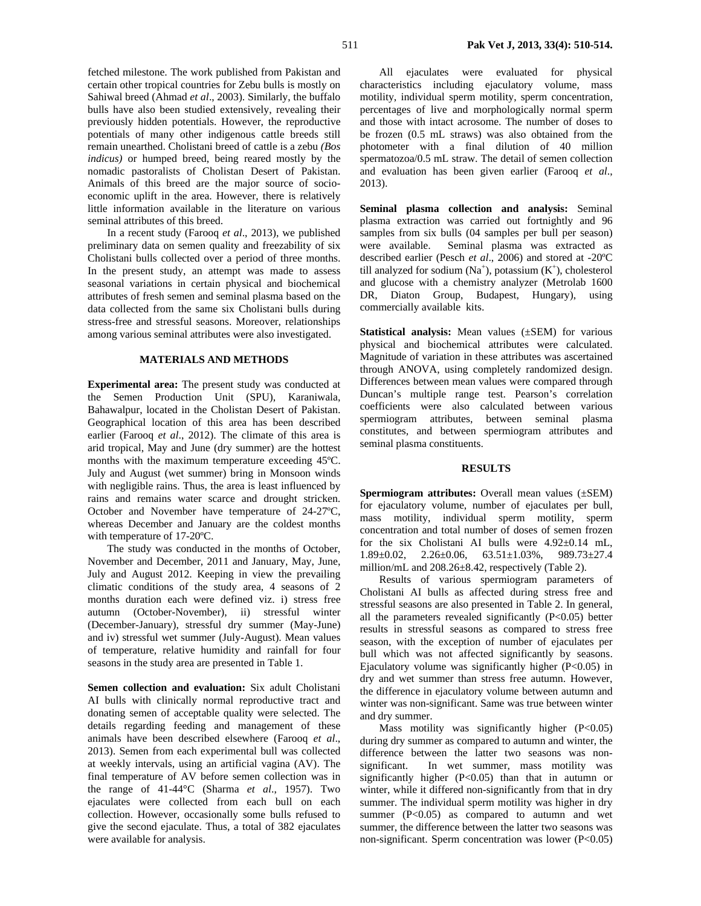fetched milestone. The work published from Pakistan and certain other tropical countries for Zebu bulls is mostly on Sahiwal breed (Ahmad *et al*., 2003). Similarly, the buffalo bulls have also been studied extensively, revealing their previously hidden potentials. However, the reproductive potentials of many other indigenous cattle breeds still remain unearthed. Cholistani breed of cattle is a zebu *(Bos indicus)* or humped breed, being reared mostly by the nomadic pastoralists of Cholistan Desert of Pakistan. Animals of this breed are the major source of socio-economic uplift in the area. However, there is relatively little information available in the literature on various seminal attributes of this breed.

In a recent study (Farooq *et al*., 2013), we published preliminary data on semen quality and freezability of six Cholistani bulls collected over a period of three months. In the present study, an attempt was made to assess seasonal variations in certain physical and biochemical attributes of fresh semen and seminal plasma based on the data collected from the same six Cholistani bulls during stress-free and stressful seasons. Moreover, relationships among various seminal attributes were also investigated.

## MATERIALS AND METHODS

**Experimental area:** The present study was conducted at the Semen Production Unit (SPU), Karaniwala, Bahawalpur, located in the Cholistan Desert of Pakistan. Geographical location of this area has been described earlier (Farooq *et al*., 2012). The climate of this area is arid tropical, May and June (dry summer) are the hottest months with the maximum temperature exceeding 45ºC. July and August (wet summer) bring in Monsoon winds with negligible rains. Thus, the area is least influenced by rains and remains water scarce and drought stricken. October and November have temperature of 24-27ºC, whereas December and January are the coldest months with temperature of 17-20ºC.

The study was conducted in the months of October, November and December, 2011 and January, May, June, July and August 2012. Keeping in view the prevailing climatic conditions of the study area, 4 seasons of 2 months duration each were defined viz. i) stress free autumn (October-November), ii) stressful winter (December-January), stressful dry summer (May-June) and iv) stressful wet summer (July-August). Mean values of temperature, relative humidity and rainfall for four seasons in the study area are presented in Table 1.

**Semen collection and evaluation:** Six adult Cholistani AI bulls with clinically normal reproductive tract and donating semen of acceptable quality were selected. The details regarding feeding and management of these animals have been described elsewhere (Farooq *et al*., 2013). Semen from each experimental bull was collected at weekly intervals, using an artificial vagina (AV). The final temperature of AV before semen collection was in the range of 41-44°C (Sharma *et al*., 1957). Two ejaculates were collected from each bull on each collection. However, occasionally some bulls refused to give the second ejaculate. Thus, a total of 382 ejaculates were available for analysis.

All ejaculates were evaluated for physical characteristics including ejaculatory volume, mass motility, individual sperm motility, sperm concentration, percentages of live and morphologically normal sperm and those with intact acrosome. The number of doses to be frozen (0.5 mL straws) was also obtained from the photometer with a final dilution of 40 million spermatozoa/0.5 mL straw. The detail of semen collection and evaluation has been given earlier (Farooq *et al*., 2013).

**Seminal plasma collection and analysis:** Seminal plasma extraction was carried out fortnightly and 96 samples from six bulls (04 samples per bull per season) were available. Seminal plasma was extracted as described earlier (Pesch *et al*., 2006) and stored at -20ºC till analyzed for sodium ($Na^+$), potassium ($K^+$), cholesterol and glucose with a chemistry analyzer (Metrolab 1600 DR, Diaton Group, Budapest, Hungary), using commercially available kits.

**Statistical analysis:** Mean values (±SEM) for various physical and biochemical attributes were calculated. Magnitude of variation in these attributes was ascertained through ANOVA, using completely randomized design. Differences between mean values were compared through Duncan's multiple range test. Pearson's correlation coefficients were also calculated between various spermiogram attributes, between seminal plasma constitutes, and between spermiogram attributes and seminal plasma constituents.

## RESULTS

**Spermiogram attributes:** Overall mean values (±SEM) for ejaculatory volume, number of ejaculates per bull, mass motility, individual sperm motility, sperm concentration and total number of doses of semen frozen for the six Cholistani AI bulls were 4.92±0.14 mL, 1.89±0.02, 2.26±0.06, 63.51±1.03%, 989.73±27.4 million/mL and 208.26±8.42, respectively (Table 2).

Results of various spermiogram parameters of Cholistani AI bulls as affected during stress free and stressful seasons are also presented in Table 2. In general, all the parameters revealed significantly ($P<0.05$) better results in stressful seasons as compared to stress free season, with the exception of number of ejaculates per bull which was not affected significantly by seasons. Ejaculatory volume was significantly higher ($P<0.05$) in dry and wet summer than stress free autumn. However, the difference in ejaculatory volume between autumn and winter was non-significant. Same was true between winter and dry summer.

Mass motility was significantly higher ($P<0.05$) during dry summer as compared to autumn and winter, the difference between the latter two seasons was non-significant. In wet summer, mass motility was significantly higher ($P<0.05$) than that in autumn or winter, while it differed non-significantly from that in dry summer. The individual sperm motility was higher in dry summer ($P<0.05$) as compared to autumn and wet summer, the difference between the latter two seasons was non-significant. Sperm concentration was lower ($P<0.05$)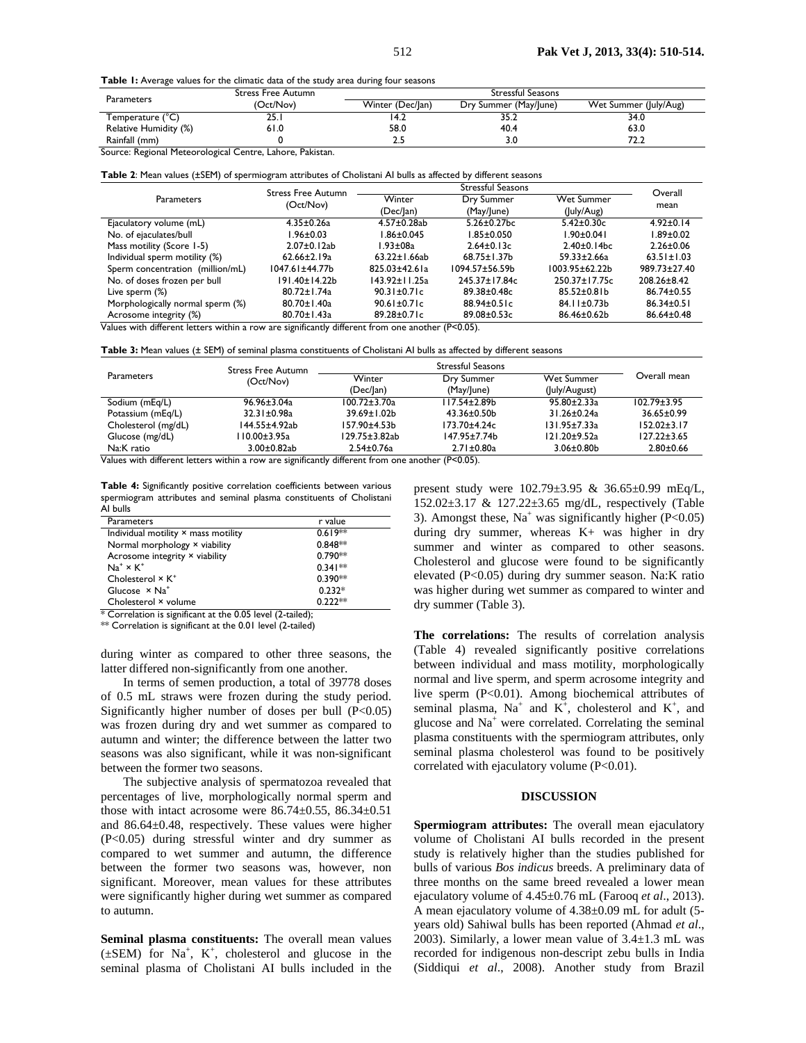**Table 1:** Average values for the climatic data of the study area during four seasons

| Parameters | Stress Free Autumn (Oct/Nov) | Stressful Seasons | | |
|---|---|---|---|---|
| | | Winter (Dec/Jan) | Dry Summer (May/June) | Wet Summer (July/Aug) |
| Temperature (°C) | 25.1 | 14.2 | 35.2 | 34.0 |
| Relative Humidity (%) | 61.0 | 58.0 | 40.4 | 63.0 |
| Rainfall (mm) | 0 | 2.5 | 3.0 | 72.2 |

Source: Regional Meteorological Centre, Lahore, Pakistan.

**Table 2**: Mean values (±SEM) of spermiogram attributes of Cholistani AI bulls as affected by different seasons

| Parameters | Stress Free Autumn (Oct/Nov) | Stressful Seasons | | | Overall mean |
|---|---|---|---|---|---|
| | | Winter (Dec/Jan) | Dry Summer (May/June) | Wet Summer (July/Aug) | |
| Ejaculatory volume (mL) | 4.35±0.26a | 4.57±0.28ab | 5.26±0.27bc | 5.42±0.30c | 4.92±0.14 |
| No. of ejaculates/bull | 1.96±0.03 | 1.86±0.045 | 1.85±0.050 | 1.90±0.041 | 1.89±0.02 |
| Mass motility (Score 1-5) | 2.07±0.12ab | 1.93±08a | 2.64±0.13c | 2.40±0.14bc | 2.26±0.06 |
| Individual sperm motility (%) | 62.66±2.19a | 63.22±1.66ab | 68.75±1.37b | 59.33±2.66a | 63.51±1.03 |
| Sperm concentration (million/mL) | 1047.61±44.77b | 825.03±42.61a | 1094.57±56.59b | 1003.95±62.22b | 989.73±27.40 |
| No. of doses frozen per bull | 191.40±14.22b | 143.92±11.25a | 245.37±17.84c | 250.37±17.75c | 208.26±8.42 |
| Live sperm (%) | 80.72±1.74a | 90.31±0.71c | 89.38±0.48c | 85.52±0.81b | 86.74±0.55 |
| Morphologically normal sperm (%) | 80.70±1.40a | 90.61±0.71c | 88.94±0.51c | 84.11±0.73b | 86.34±0.51 |
| Acrosome integrity (%) | 80.70±1.43a | 89.28±0.71c | 89.08±0.53c | 86.46±0.62b | 86.64±0.48 |

Values with different letters within a row are significantly different from one another (P<0.05).

**Table 3:** Mean values (± SEM) of seminal plasma constituents of Cholistani AI bulls as affected by different seasons

| Parameters | Stress Free Autumn (Oct/Nov) | Stressful Seasons | | | Overall mean |
|---|---|---|---|---|---|
| | | Winter (Dec/Jan) | Dry Summer (May/June) | Wet Summer (July/August) | |
| Sodium (mEq/L) | 96.96±3.04a | 100.72±3.70a | 117.54±2.89b | 95.80±2.33a | 102.79±3.95 |
| Potassium (mEq/L) | 32.31±0.98a | 39.69±1.02b | 43.36±0.50b | 31.26±0.24a | 36.65±0.99 |
| Cholesterol (mg/dL) | 144.55±4.92ab | 157.90±4.53b | 173.70±4.24c | 131.95±7.33a | 152.02±3.17 |
| Glucose (mg/dL) | 110.00±3.95a | 129.75±3.82ab | 147.95±7.74b | 121.20±9.52a | 127.22±3.65 |
| Na:K ratio | 3.00±0.82ab | 2.54±0.76a | 2.71±0.80a | 3.06±0.80b | 2.80±0.66 |

Values with different letters within a row are significantly different from one another (P<0.05).

**Table 4:** Significantly positive correlation coefficients between various spermiogram attributes and seminal plasma constituents of Cholistani AI bulls

| Parameters | r value |
|---|---|
| Individual motility × mass motility | 0.619** |
| Normal morphology × viability | 0.848** |
| Acrosome integrity × viability | 0.790** |
| $Na^+ \times K^+$ | 0.341** |
| Cholesterol × $K^+$ | 0.390** |
| Glucose × $Na^+$ | 0.232* |
| Cholesterol × volume | 0.222** |

* Correlation is significant at the 0.05 level (2-tailed);

** Correlation is significant at the 0.01 level (2-tailed)

during winter as compared to other three seasons, the latter differed non-significantly from one another.

In terms of semen production, a total of 39778 doses of 0.5 mL straws were frozen during the study period. Significantly higher number of doses per bull (P<0.05) was frozen during dry and wet summer as compared to autumn and winter; the difference between the latter two seasons was also significant, while it was non-significant between the former two seasons.

The subjective analysis of spermatozoa revealed that percentages of live, morphologically normal sperm and those with intact acrosome were 86.74±0.55, 86.34±0.51 and 86.64±0.48, respectively. These values were higher (P<0.05) during stressful winter and dry summer as compared to wet summer and autumn, the difference between the former two seasons was, however, non significant. Moreover, mean values for these attributes were significantly higher during wet summer as compared to autumn.

**Seminal plasma constituents:** The overall mean values (±SEM) for $Na^+$, $K^+$, cholesterol and glucose in the seminal plasma of Cholistani AI bulls included in the present study were 102.79±3.95 & 36.65±0.99 mEq/L, 152.02±3.17 & 127.22±3.65 mg/dL, respectively (Table 3). Amongst these, $Na^+$ was significantly higher (P<0.05) during dry summer, whereas K+ was higher in dry summer and winter as compared to other seasons. Cholesterol and glucose were found to be significantly elevated (P<0.05) during dry summer season. Na:K ratio was higher during wet summer as compared to winter and dry summer (Table 3).

**The correlations:** The results of correlation analysis (Table 4) revealed significantly positive correlations between individual and mass motility, morphologically normal and live sperm, and sperm acrosome integrity and live sperm (P<0.01). Among biochemical attributes of seminal plasma, $Na^+$ and $K^+$, cholesterol and $K^+$, and glucose and $Na^+$ were correlated. Correlating the seminal plasma constituents with the spermiogram attributes, only seminal plasma cholesterol was found to be positively correlated with ejaculatory volume (P<0.01).

## DISCUSSION

**Spermiogram attributes:** The overall mean ejaculatory volume of Cholistani AI bulls recorded in the present study is relatively higher than the studies published for bulls of various *Bos indicus* breeds. A preliminary data of three months on the same breed revealed a lower mean ejaculatory volume of 4.45±0.76 mL (Farooq *et al*., 2013). A mean ejaculatory volume of 4.38±0.09 mL for adult (5-years old) Sahiwal bulls has been reported (Ahmad *et al*., 2003). Similarly, a lower mean value of 3.4±1.3 mL was recorded for indigenous non-descript zebu bulls in India (Siddiqui *et al*., 2008). Another study from Brazil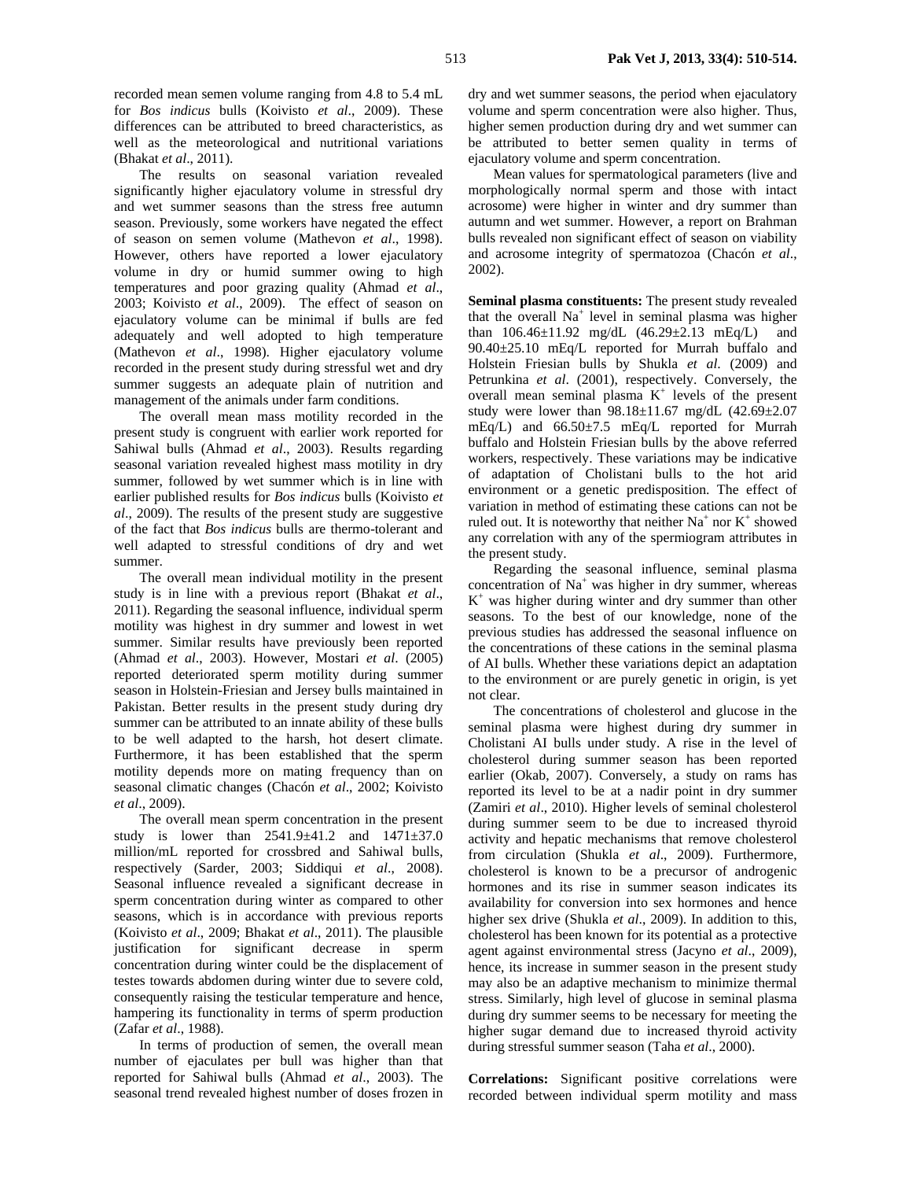recorded mean semen volume ranging from 4.8 to 5.4 mL for *Bos indicus* bulls (Koivisto *et al*., 2009). These differences can be attributed to breed characteristics, as well as the meteorological and nutritional variations (Bhakat *et al*., 2011).

The results on seasonal variation revealed significantly higher ejaculatory volume in stressful dry and wet summer seasons than the stress free autumn season. Previously, some workers have negated the effect of season on semen volume (Mathevon *et al*., 1998). However, others have reported a lower ejaculatory volume in dry or humid summer owing to high temperatures and poor grazing quality (Ahmad *et al*., 2003; Koivisto *et al*., 2009). The effect of season on ejaculatory volume can be minimal if bulls are fed adequately and well adopted to high temperature (Mathevon *et al*., 1998). Higher ejaculatory volume recorded in the present study during stressful wet and dry summer suggests an adequate plain of nutrition and management of the animals under farm conditions.

The overall mean mass motility recorded in the present study is congruent with earlier work reported for Sahiwal bulls (Ahmad *et al*., 2003). Results regarding seasonal variation revealed highest mass motility in dry summer, followed by wet summer which is in line with earlier published results for *Bos indicus* bulls (Koivisto *et al*., 2009). The results of the present study are suggestive of the fact that *Bos indicus* bulls are thermo-tolerant and well adapted to stressful conditions of dry and wet summer.

The overall mean individual motility in the present study is in line with a previous report (Bhakat *et al*., 2011). Regarding the seasonal influence, individual sperm motility was highest in dry summer and lowest in wet summer. Similar results have previously been reported (Ahmad *et al*., 2003). However, Mostari *et al*. (2005) reported deteriorated sperm motility during summer season in Holstein-Friesian and Jersey bulls maintained in Pakistan. Better results in the present study during dry summer can be attributed to an innate ability of these bulls to be well adapted to the harsh, hot desert climate. Furthermore, it has been established that the sperm motility depends more on mating frequency than on seasonal climatic changes (Chacón *et al*., 2002; Koivisto *et al*., 2009).

The overall mean sperm concentration in the present study is lower than 2541.9±41.2 and 1471±37.0 million/mL reported for crossbred and Sahiwal bulls, respectively (Sarder, 2003; Siddiqui *et al*., 2008). Seasonal influence revealed a significant decrease in sperm concentration during winter as compared to other seasons, which is in accordance with previous reports (Koivisto *et al*., 2009; Bhakat *et al*., 2011). The plausible justification for significant decrease in sperm concentration during winter could be the displacement of testes towards abdomen during winter due to severe cold, consequently raising the testicular temperature and hence, hampering its functionality in terms of sperm production (Zafar *et al*., 1988).

In terms of production of semen, the overall mean number of ejaculates per bull was higher than that reported for Sahiwal bulls (Ahmad *et al*., 2003). The seasonal trend revealed highest number of doses frozen in dry and wet summer seasons, the period when ejaculatory volume and sperm concentration were also higher. Thus, higher semen production during dry and wet summer can be attributed to better semen quality in terms of ejaculatory volume and sperm concentration.

Mean values for spermatological parameters (live and morphologically normal sperm and those with intact acrosome) were higher in winter and dry summer than autumn and wet summer. However, a report on Brahman bulls revealed non significant effect of season on viability and acrosome integrity of spermatozoa (Chacón *et al*., 2002).

**Seminal plasma constituents:** The present study revealed that the overall $Na^+$ level in seminal plasma was higher than 106.46±11.92 mg/dL (46.29±2.13 mEq/L) and 90.40±25.10 mEq/L reported for Murrah buffalo and Holstein Friesian bulls by Shukla *et al.* (2009) and Petrunkina *et al*. (2001), respectively. Conversely, the overall mean seminal plasma $K^+$ levels of the present study were lower than 98.18±11.67 mg/dL (42.69±2.07 mEq/L) and 66.50±7.5 mEq/L reported for Murrah buffalo and Holstein Friesian bulls by the above referred workers, respectively. These variations may be indicative of adaptation of Cholistani bulls to the hot arid environment or a genetic predisposition. The effect of variation in method of estimating these cations can not be ruled out. It is noteworthy that neither $Na^+$ nor $K^+$ showed any correlation with any of the spermiogram attributes in the present study.

Regarding the seasonal influence, seminal plasma concentration of $Na^+$ was higher in dry summer, whereas $K^+$ was higher during winter and dry summer than other seasons. To the best of our knowledge, none of the previous studies has addressed the seasonal influence on the concentrations of these cations in the seminal plasma of AI bulls. Whether these variations depict an adaptation to the environment or are purely genetic in origin, is yet not clear.

The concentrations of cholesterol and glucose in the seminal plasma were highest during dry summer in Cholistani AI bulls under study. A rise in the level of cholesterol during summer season has been reported earlier (Okab, 2007). Conversely, a study on rams has reported its level to be at a nadir point in dry summer (Zamiri *et al*., 2010). Higher levels of seminal cholesterol during summer seem to be due to increased thyroid activity and hepatic mechanisms that remove cholesterol from circulation (Shukla *et al*., 2009). Furthermore, cholesterol is known to be a precursor of androgenic hormones and its rise in summer season indicates its availability for conversion into sex hormones and hence higher sex drive (Shukla *et al*., 2009). In addition to this, cholesterol has been known for its potential as a protective agent against environmental stress (Jacyno *et al*., 2009), hence, its increase in summer season in the present study may also be an adaptive mechanism to minimize thermal stress. Similarly, high level of glucose in seminal plasma during dry summer seems to be necessary for meeting the higher sugar demand due to increased thyroid activity during stressful summer season (Taha *et al*., 2000).

**Correlations:** Significant positive correlations were recorded between individual sperm motility and mass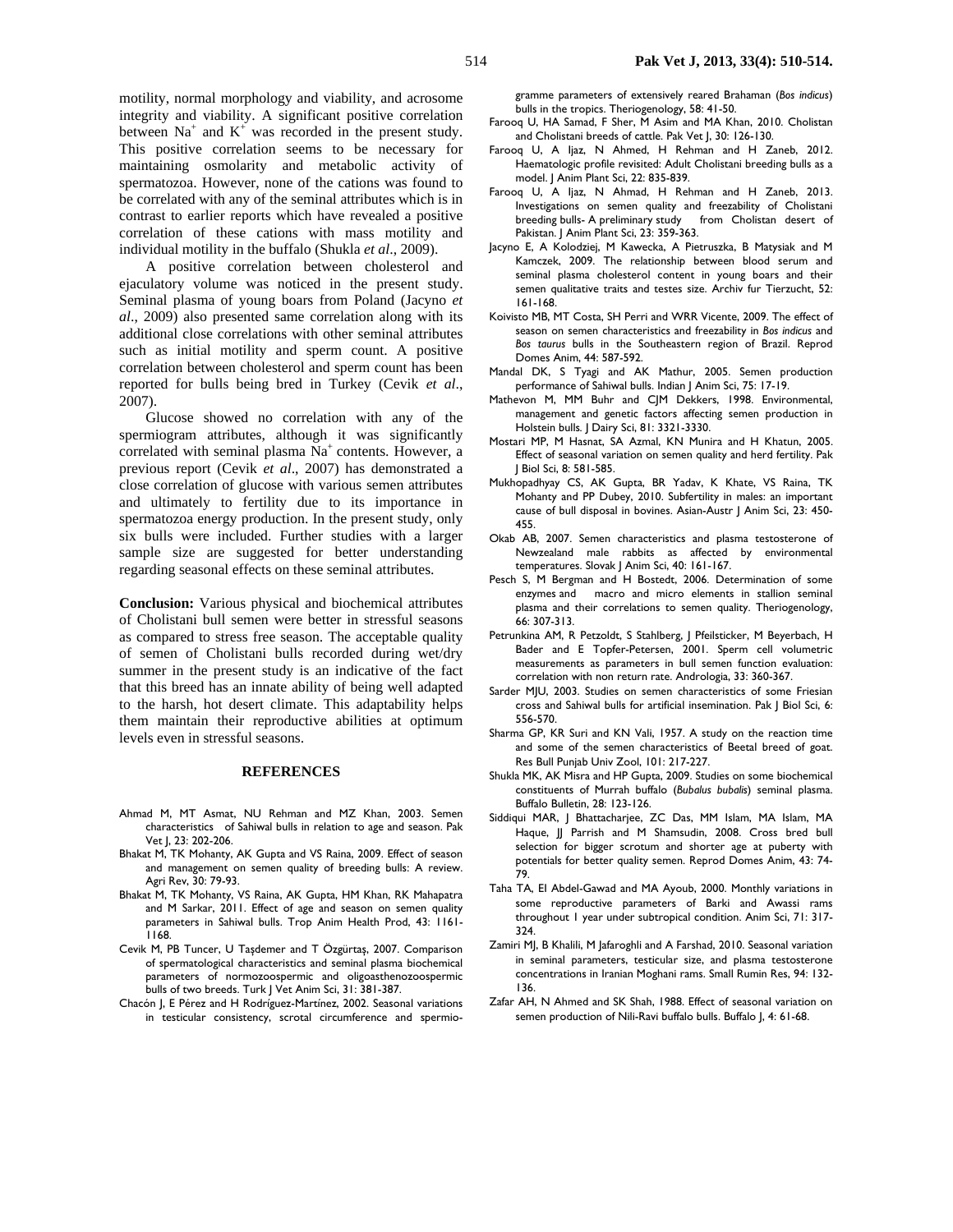motility, normal morphology and viability, and acrosome integrity and viability. A significant positive correlation between $Na^+$ and $K^+$ was recorded in the present study. This positive correlation seems to be necessary for maintaining osmolarity and metabolic activity of spermatozoa. However, none of the cations was found to be correlated with any of the seminal attributes which is in contrast to earlier reports which have revealed a positive correlation of these cations with mass motility and individual motility in the buffalo (Shukla *et al*., 2009).

A positive correlation between cholesterol and ejaculatory volume was noticed in the present study. Seminal plasma of young boars from Poland (Jacyno *et al*., 2009) also presented same correlation along with its additional close correlations with other seminal attributes such as initial motility and sperm count. A positive correlation between cholesterol and sperm count has been reported for bulls being bred in Turkey (Cevik *et al*., 2007).

Glucose showed no correlation with any of the spermiogram attributes, although it was significantly correlated with seminal plasma $Na^+$ contents. However, a previous report (Cevik *et al*., 2007) has demonstrated a close correlation of glucose with various semen attributes and ultimately to fertility due to its importance in spermatozoa energy production. In the present study, only six bulls were included. Further studies with a larger sample size are suggested for better understanding regarding seasonal effects on these seminal attributes.

**Conclusion:** Various physical and biochemical attributes of Cholistani bull semen were better in stressful seasons as compared to stress free season. The acceptable quality of semen of Cholistani bulls recorded during wet/dry summer in the present study is an indicative of the fact that this breed has an innate ability of being well adapted to the harsh, hot desert climate. This adaptability helps them maintain their reproductive abilities at optimum levels even in stressful seasons.

## REFERENCES

Ahmad M, MT Asmat, NU Rehman and MZ Khan, 2003. Semen characteristics of Sahiwal bulls in relation to age and season. Pak Vet J, 23: 202-206.

Bhakat M, TK Mohanty, AK Gupta and VS Raina, 2009. Effect of season and management on semen quality of breeding bulls: A review. Agri Rev, 30: 79-93.

Bhakat M, TK Mohanty, VS Raina, AK Gupta, HM Khan, RK Mahapatra and M Sarkar, 2011. Effect of age and season on semen quality parameters in Sahiwal bulls. Trop Anim Health Prod, 43: 1161-1168.

Cevik M, PB Tuncer, U Taşdemer and T Özgürtaş, 2007. Comparison of spermatological characteristics and seminal plasma biochemical parameters of normozoospermic and oligoasthenozoospermic bulls of two breeds. Turk J Vet Anim Sci, 31: 381-387.

Chacón J, E Pérez and H Rodríguez-Martínez, 2002. Seasonal variations in testicular consistency, scrotal circumference and spermiogramme parameters of extensively reared Brahaman (*Bos indicus*) bulls in the tropics. Theriogenology, 58: 41-50.

Farooq U, HA Samad, F Sher, M Asim and MA Khan, 2010. Cholistan and Cholistani breeds of cattle. Pak Vet J, 30: 126-130.

Farooq U, A Ijaz, N Ahmed, H Rehman and H Zaneb, 2012. Haematologic profile revisited: Adult Cholistani breeding bulls as a model. J Anim Plant Sci, 22: 835-839.

Farooq U, A Ijaz, N Ahmad, H Rehman and H Zaneb, 2013. Investigations on semen quality and freezability of Cholistani breeding bulls- A preliminary study from Cholistan desert of Pakistan. J Anim Plant Sci, 23: 359-363.

Jacyno E, A Kolodziej, M Kawecka, A Pietruszka, B Matysiak and M Kamczek, 2009. The relationship between blood serum and seminal plasma cholesterol content in young boars and their semen qualitative traits and testes size. Archiv fur Tierzucht, 52: 161-168.

Koivisto MB, MT Costa, SH Perri and WRR Vicente, 2009. The effect of season on semen characteristics and freezability in *Bos indicus* and *Bos taurus* bulls in the Southeastern region of Brazil. Reprod Domes Anim, 44: 587-592.

Mandal DK, S Tyagi and AK Mathur, 2005. Semen production performance of Sahiwal bulls. Indian J Anim Sci, 75: 17-19.

Mathevon M, MM Buhr and CJM Dekkers, 1998. Environmental, management and genetic factors affecting semen production in Holstein bulls. J Dairy Sci, 81: 3321-3330.

Mostari MP, M Hasnat, SA Azmal, KN Munira and H Khatun, 2005. Effect of seasonal variation on semen quality and herd fertility. Pak J Biol Sci, 8: 581-585.

Mukhopadhyay CS, AK Gupta, BR Yadav, K Khate, VS Raina, TK Mohanty and PP Dubey, 2010. Subfertility in males: an important cause of bull disposal in bovines. Asian-Austr J Anim Sci, 23: 450-455.

Okab AB, 2007. Semen characteristics and plasma testosterone of Newzealand male rabbits as affected by environmental temperatures. Slovak J Anim Sci, 40: 161-167.

Pesch S, M Bergman and H Bostedt, 2006. Determination of some enzymes and macro and micro elements in stallion seminal plasma and their correlations to semen quality. Theriogenology, 66: 307-313.

Petrunkina AM, R Petzoldt, S Stahlberg, J Pfeilsticker, M Beyerbach, H Bader and E Topfer-Petersen, 2001. Sperm cell volumetric measurements as parameters in bull semen function evaluation: correlation with non return rate. Andrologia, 33: 360-367.

Sarder MJU, 2003. Studies on semen characteristics of some Friesian cross and Sahiwal bulls for artificial insemination. Pak J Biol Sci, 6: 556-570.

Sharma GP, KR Suri and KN Vali, 1957. A study on the reaction time and some of the semen characteristics of Beetal breed of goat. Res Bull Punjab Univ Zool, 101: 217-227.

Shukla MK, AK Misra and HP Gupta, 2009. Studies on some biochemical constituents of Murrah buffalo (*Bubalus bubalis*) seminal plasma. Buffalo Bulletin, 28: 123-126.

Siddiqui MAR, J Bhattacharjee, ZC Das, MM Islam, MA Islam, MA Haque, JJ Parrish and M Shamsudin, 2008. Cross bred bull selection for bigger scrotum and shorter age at puberty with potentials for better quality semen. Reprod Domes Anim, 43: 74-79.

Taha TA, EI Abdel-Gawad and MA Ayoub, 2000. Monthly variations in some reproductive parameters of Barki and Awassi rams throughout 1 year under subtropical condition. Anim Sci, 71: 317-324.

Zamiri MJ, B Khalili, M Jafaroghli and A Farshad, 2010. Seasonal variation in seminal parameters, testicular size, and plasma testosterone concentrations in Iranian Moghani rams. Small Rumin Res, 94: 132-136.

Zafar AH, N Ahmed and SK Shah, 1988. Effect of seasonal variation on semen production of Nili-Ravi buffalo bulls. Buffalo J, 4: 61-68.